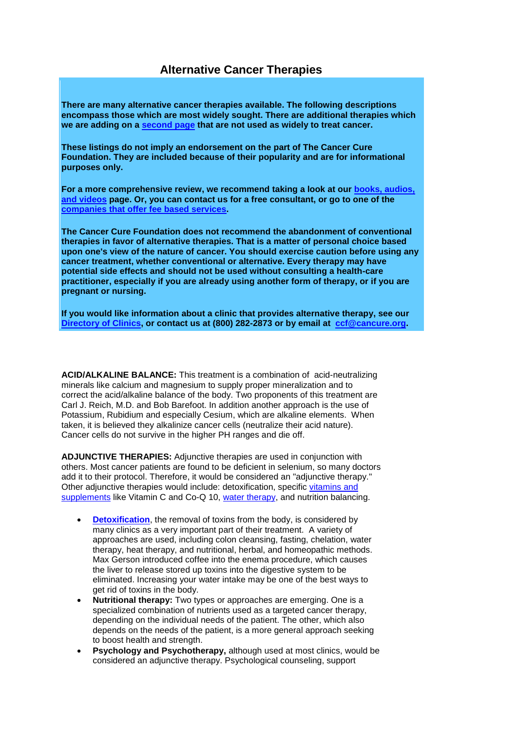# Alternative Cancer Therapies

**There are many alternative cancer therapies available. The following descriptions encompass those which are most widely sought. There are additional therapies which we are adding on a second page that are not used as widely to treat cancer.**

**These listings do not imply an endorsement on the part of The Cancer Cure Foundation. They are included because of their popularity and are for informational purposes only.**

**For a more comprehensive review, we recommend taking a look at our books, audios, and videos page. Or, you can contact us for a free consultant, or go to one of the companies that offer fee based services.**

**The Cancer Cure Foundation does not recommend the abandonment of conventional therapies in favor of alternative therapies. That is a matter of personal choice based upon one's view of the nature of cancer. You should exercise caution before using any cancer treatment, whether conventional or alternative. Every therapy may have potential side effects and should not be used without consulting a health-care practitioner, especially if you are already using another form of therapy, or if you are pregnant or nursing.**

**If you would like information about a clinic that provides alternative therapy, see our Directory of Clinics, or contact us at (800) 282-2873 or by email at ccf@cancure.org.**

**ACID/ALKALINE BALANCE:** This treatment is a combination of acid-neutralizing minerals like calcium and magnesium to supply proper mineralization and to correct the acid/alkaline balance of the body. Two proponents of this treatment are Carl J. Reich, M.D. and Bob Barefoot. In addition another approach is the use of Potassium, Rubidium and especially Cesium, which are alkaline elements. When taken, it is believed they alkalinize cancer cells (neutralize their acid nature). Cancer cells do not survive in the higher PH ranges and die off.

**ADJUNCTIVE THERAPIES:** Adjunctive therapies are used in conjunction with others. Most cancer patients are found to be deficient in selenium, so many doctors add it to their protocol. Therefore, it would be considered an "adjunctive therapy." Other adjunctive therapies would include: detoxification, specific vitamins and supplements like Vitamin C and Co-Q 10, water therapy, and nutrition balancing.

- **Detoxification**, the removal of toxins from the body, is considered by many clinics as a very important part of their treatment. A variety of approaches are used, including colon cleansing, fasting, chelation, water therapy, heat therapy, and nutritional, herbal, and homeopathic methods. Max Gerson introduced coffee into the enema procedure, which causes the liver to release stored up toxins into the digestive system to be eliminated. Increasing your water intake may be one of the best ways to get rid of toxins in the body.
- **Nutritional therapy:** Two types or approaches are emerging. One is a specialized combination of nutrients used as a targeted cancer therapy, depending on the individual needs of the patient. The other, which also depends on the needs of the patient, is a more general approach seeking to boost health and strength.
- **Psychology and Psychotherapy,** although used at most clinics, would be considered an adjunctive therapy. Psychological counseling, support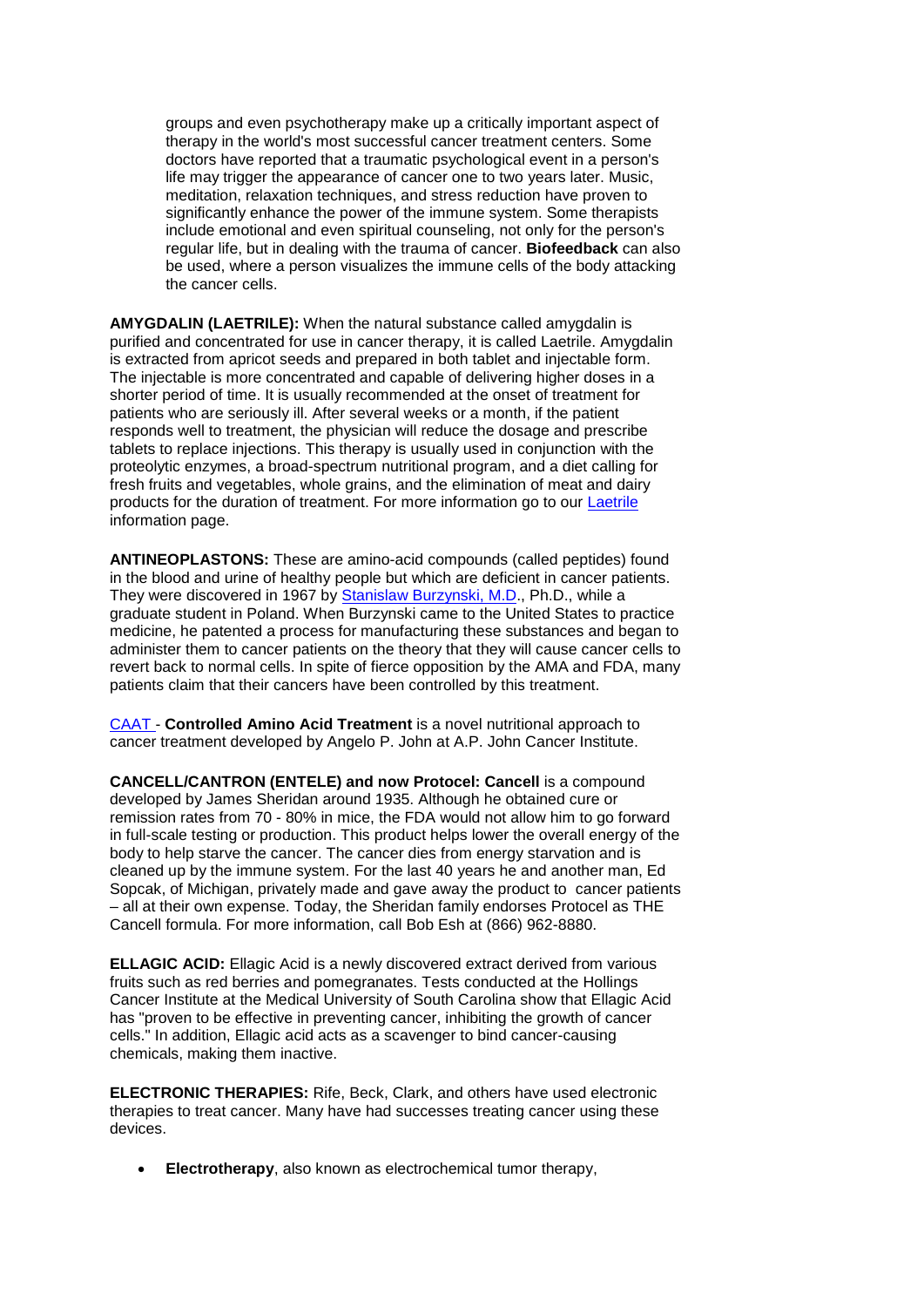groups and even psychotherapy make up a critically important aspect of therapy in the world's most successful cancer treatment centers. Some doctors have reported that a traumatic psychological event in a person's life may trigger the appearance of cancer one to two years later. Music, meditation, relaxation techniques, and stress reduction have proven to significantly enhance the power of the immune system. Some therapists include emotional and even spiritual counseling, not only for the person's regular life, but in dealing with the trauma of cancer. **Biofeedback** can also be used, where a person visualizes the immune cells of the body attacking the cancer cells.

**AMYGDALIN (LAETRILE):** When the natural substance called amygdalin is purified and concentrated for use in cancer therapy, it is called Laetrile. Amygdalin is extracted from apricot seeds and prepared in both tablet and injectable form. The injectable is more concentrated and capable of delivering higher doses in a shorter period of time. It is usually recommended at the onset of treatment for patients who are seriously ill. After several weeks or a month, if the patient responds well to treatment, the physician will reduce the dosage and prescribe tablets to replace injections. This therapy is usually used in conjunction with the proteolytic enzymes, a broad-spectrum nutritional program, and a diet calling for fresh fruits and vegetables, whole grains, and the elimination of meat and dairy products for the duration of treatment. For more information go to our Laetrile information page.

**ANTINEOPLASTONS:** These are amino-acid compounds (called peptides) found in the blood and urine of healthy people but which are deficient in cancer patients. They were discovered in 1967 by Stanislaw Burzynski, M.D., Ph.D., while a graduate student in Poland. When Burzynski came to the United States to practice medicine, he patented a process for manufacturing these substances and began to administer them to cancer patients on the theory that they will cause cancer cells to revert back to normal cells. In spite of fierce opposition by the AMA and FDA, many patients claim that their cancers have been controlled by this treatment.

CAAT - **Controlled Amino Acid Treatment** is a novel nutritional approach to cancer treatment developed by Angelo P. John at A.P. John Cancer Institute.

**CANCELL/CANTRON (ENTELE) and now Protocel: Cancell** is a compound developed by James Sheridan around 1935. Although he obtained cure or remission rates from 70 - 80% in mice, the FDA would not allow him to go forward in full-scale testing or production. This product helps lower the overall energy of the body to help starve the cancer. The cancer dies from energy starvation and is cleaned up by the immune system. For the last 40 years he and another man, Ed Sopcak, of Michigan, privately made and gave away the product to cancer patients – all at their own expense. Today, the Sheridan family endorses Protocel as THE Cancell formula. For more information, call Bob Esh at (866) 962-8880.

**ELLAGIC ACID:** Ellagic Acid is a newly discovered extract derived from various fruits such as red berries and pomegranates. Tests conducted at the Hollings Cancer Institute at the Medical University of South Carolina show that Ellagic Acid has "proven to be effective in preventing cancer, inhibiting the growth of cancer cells." In addition, Ellagic acid acts as a scavenger to bind cancer-causing chemicals, making them inactive.

**ELECTRONIC THERAPIES:** Rife, Beck, Clark, and others have used electronic therapies to treat cancer. Many have had successes treating cancer using these devices.

- **Electrotherapy**, also known as electrochemical tumor therapy,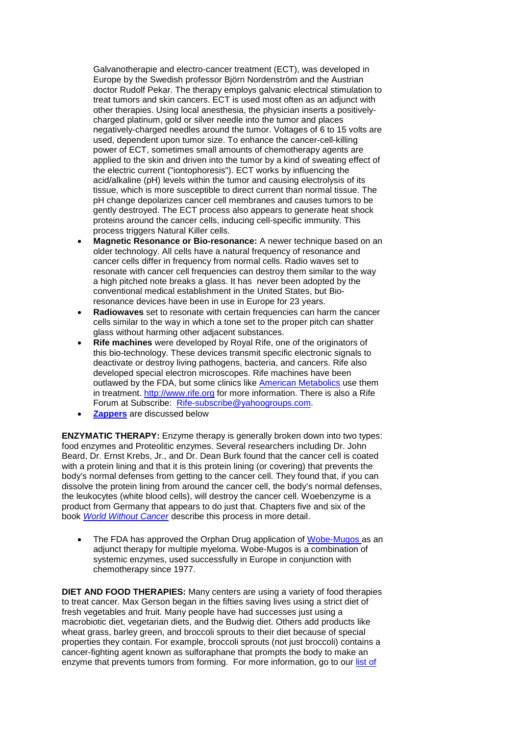Galvanotherapie and electro-cancer treatment (ECT), was developed in Europe by the Swedish professor Björn Nordenström and the Austrian doctor Rudolf Pekar. The therapy employs galvanic electrical stimulation to treat tumors and skin cancers. ECT is used most often as an adjunct with other therapies. Using local anesthesia, the physician inserts a positively-charged platinum, gold or silver needle into the tumor and places negatively-charged needles around the tumor. Voltages of 6 to 15 volts are used, dependent upon tumor size. To enhance the cancer-cell-killing power of ECT, sometimes small amounts of chemotherapy agents are applied to the skin and driven into the tumor by a kind of sweating effect of the electric current ("iontophoresis"). ECT works by influencing the acid/alkaline (pH) levels within the tumor and causing electrolysis of its tissue, which is more susceptible to direct current than normal tissue. The pH change depolarizes cancer cell membranes and causes tumors to be gently destroyed. The ECT process also appears to generate heat shock proteins around the cancer cells, inducing cell-specific immunity. This process triggers Natural Killer cells.

- **Magnetic Resonance or Bio-resonance:** A newer technique based on an older technology. All cells have a natural frequency of resonance and cancer cells differ in frequency from normal cells. Radio waves set to resonate with cancer cell frequencies can destroy them similar to the way a high pitched note breaks a glass. It has never been adopted by the conventional medical establishment in the United States, but Bio-resonance devices have been in use in Europe for 23 years.
- **Radiowaves** set to resonate with certain frequencies can harm the cancer cells similar to the way in which a tone set to the proper pitch can shatter glass without harming other adjacent substances.
- **Rife machines** were developed by Royal Rife, one of the originators of this bio-technology. These devices transmit specific electronic signals to deactivate or destroy living pathogens, bacteria, and cancers. Rife also developed special electron microscopes. Rife machines have been outlawed by the FDA, but some clinics like American Metabolics use them in treatment. http://www.rife.org for more information. There is also a Rife Forum at Subscribe: Rife-subscribe@yahoogroups.com.
- **Zappers** are discussed below

**ENZYMATIC THERAPY:** Enzyme therapy is generally broken down into two types: food enzymes and Proteolitic enzymes. Several researchers including Dr. John Beard, Dr. Ernst Krebs, Jr., and Dr. Dean Burk found that the cancer cell is coated with a protein lining and that it is this protein lining (or covering) that prevents the body's normal defenses from getting to the cancer cell. They found that, if you can dissolve the protein lining from around the cancer cell, the body's normal defenses, the leukocytes (white blood cells), will destroy the cancer cell. Woebenzyme is a product from Germany that appears to do just that. Chapters five and six of the book *World Without Cancer* describe this process in more detail.

- The FDA has approved the Orphan Drug application of Wobe-Mugos as an adjunct therapy for multiple myeloma. Wobe-Mugos is a combination of systemic enzymes, used successfully in Europe in conjunction with chemotherapy since 1977.

**DIET AND FOOD THERAPIES:** Many centers are using a variety of food therapies to treat cancer. Max Gerson began in the fifties saving lives using a strict diet of fresh vegetables and fruit. Many people have had successes just using a macrobiotic diet, vegetarian diets, and the Budwig diet. Others add products like wheat grass, barley green, and broccoli sprouts to their diet because of special properties they contain. For example, broccoli sprouts (not just broccoli) contains a cancer-fighting agent known as sulforaphane that prompts the body to make an enzyme that prevents tumors from forming. For more information, go to our list of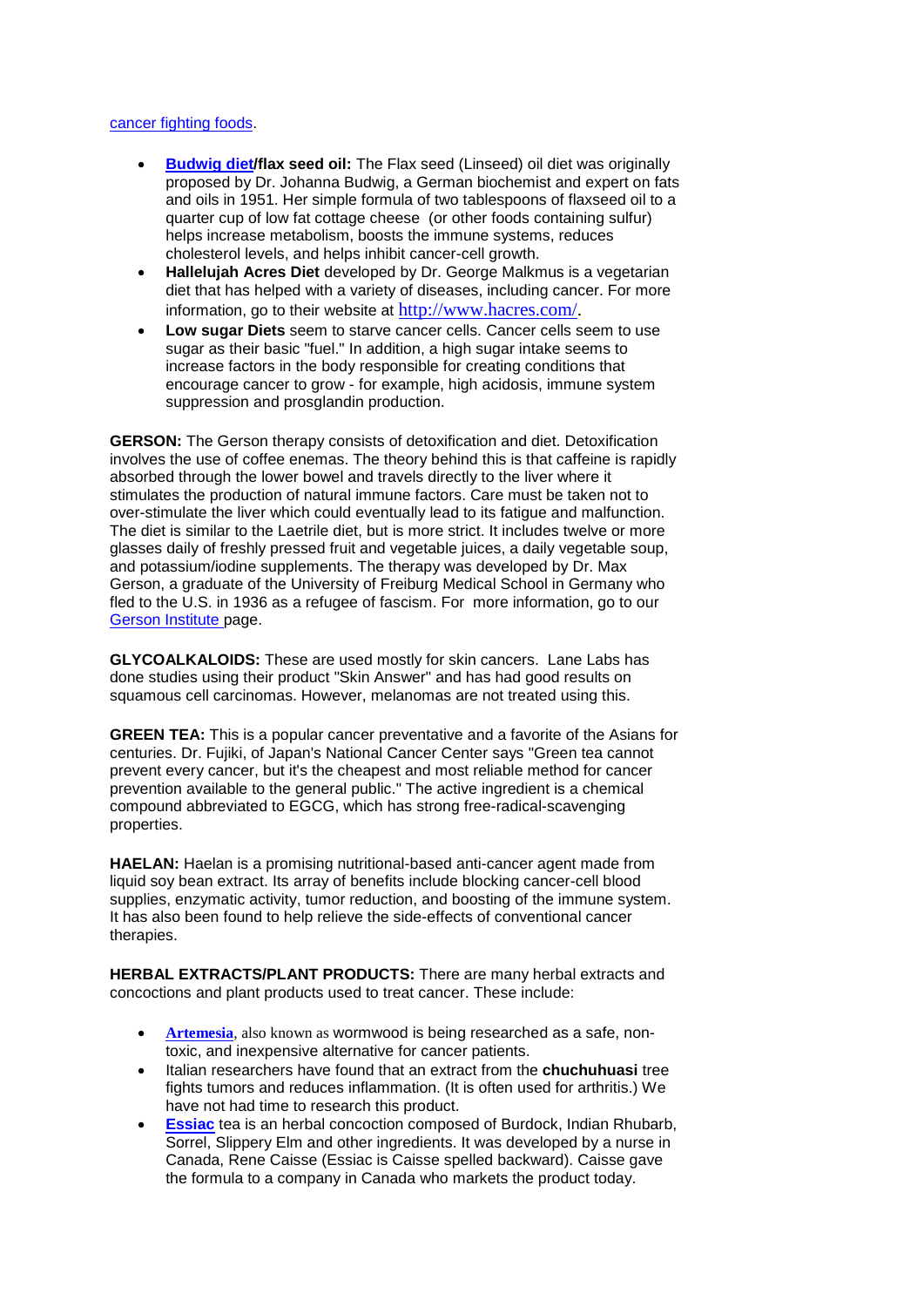cancer fighting foods.

- **Budwig diet/flax seed oil:** The Flax seed (Linseed) oil diet was originally proposed by Dr. Johanna Budwig, a German biochemist and expert on fats and oils in 1951. Her simple formula of two tablespoons of flaxseed oil to a quarter cup of low fat cottage cheese (or other foods containing sulfur) helps increase metabolism, boosts the immune systems, reduces cholesterol levels, and helps inhibit cancer-cell growth.
- **Hallelujah Acres Diet** developed by Dr. George Malkmus is a vegetarian diet that has helped with a variety of diseases, including cancer. For more information, go to their website at http://www.hacres.com/.
- **Low sugar Diets** seem to starve cancer cells. Cancer cells seem to use sugar as their basic "fuel." In addition, a high sugar intake seems to increase factors in the body responsible for creating conditions that encourage cancer to grow - for example, high acidosis, immune system suppression and prosglandin production.

**GERSON:** The Gerson therapy consists of detoxification and diet. Detoxification involves the use of coffee enemas. The theory behind this is that caffeine is rapidly absorbed through the lower bowel and travels directly to the liver where it stimulates the production of natural immune factors. Care must be taken not to over-stimulate the liver which could eventually lead to its fatigue and malfunction. The diet is similar to the Laetrile diet, but is more strict. It includes twelve or more glasses daily of freshly pressed fruit and vegetable juices, a daily vegetable soup, and potassium/iodine supplements. The therapy was developed by Dr. Max Gerson, a graduate of the University of Freiburg Medical School in Germany who fled to the U.S. in 1936 as a refugee of fascism. For more information, go to our Gerson Institute page.

**GLYCOALKALOIDS:** These are used mostly for skin cancers. Lane Labs has done studies using their product "Skin Answer" and has had good results on squamous cell carcinomas. However, melanomas are not treated using this.

**GREEN TEA:** This is a popular cancer preventative and a favorite of the Asians for centuries. Dr. Fujiki, of Japan's National Cancer Center says "Green tea cannot prevent every cancer, but it's the cheapest and most reliable method for cancer prevention available to the general public." The active ingredient is a chemical compound abbreviated to EGCG, which has strong free-radical-scavenging properties.

**HAELAN:** Haelan is a promising nutritional-based anti-cancer agent made from liquid soy bean extract. Its array of benefits include blocking cancer-cell blood supplies, enzymatic activity, tumor reduction, and boosting of the immune system. It has also been found to help relieve the side-effects of conventional cancer therapies.

**HERBAL EXTRACTS/PLANT PRODUCTS:** There are many herbal extracts and concoctions and plant products used to treat cancer. These include:

- **Artemesia**, also known as wormwood is being researched as a safe, non-toxic, and inexpensive alternative for cancer patients.
- Italian researchers have found that an extract from the **chuchuhuasi** tree fights tumors and reduces inflammation. (It is often used for arthritis.) We have not had time to research this product.
- **Essiac** tea is an herbal concoction composed of Burdock, Indian Rhubarb, Sorrel, Slippery Elm and other ingredients. It was developed by a nurse in Canada, Rene Caisse (Essiac is Caisse spelled backward). Caisse gave the formula to a company in Canada who markets the product today.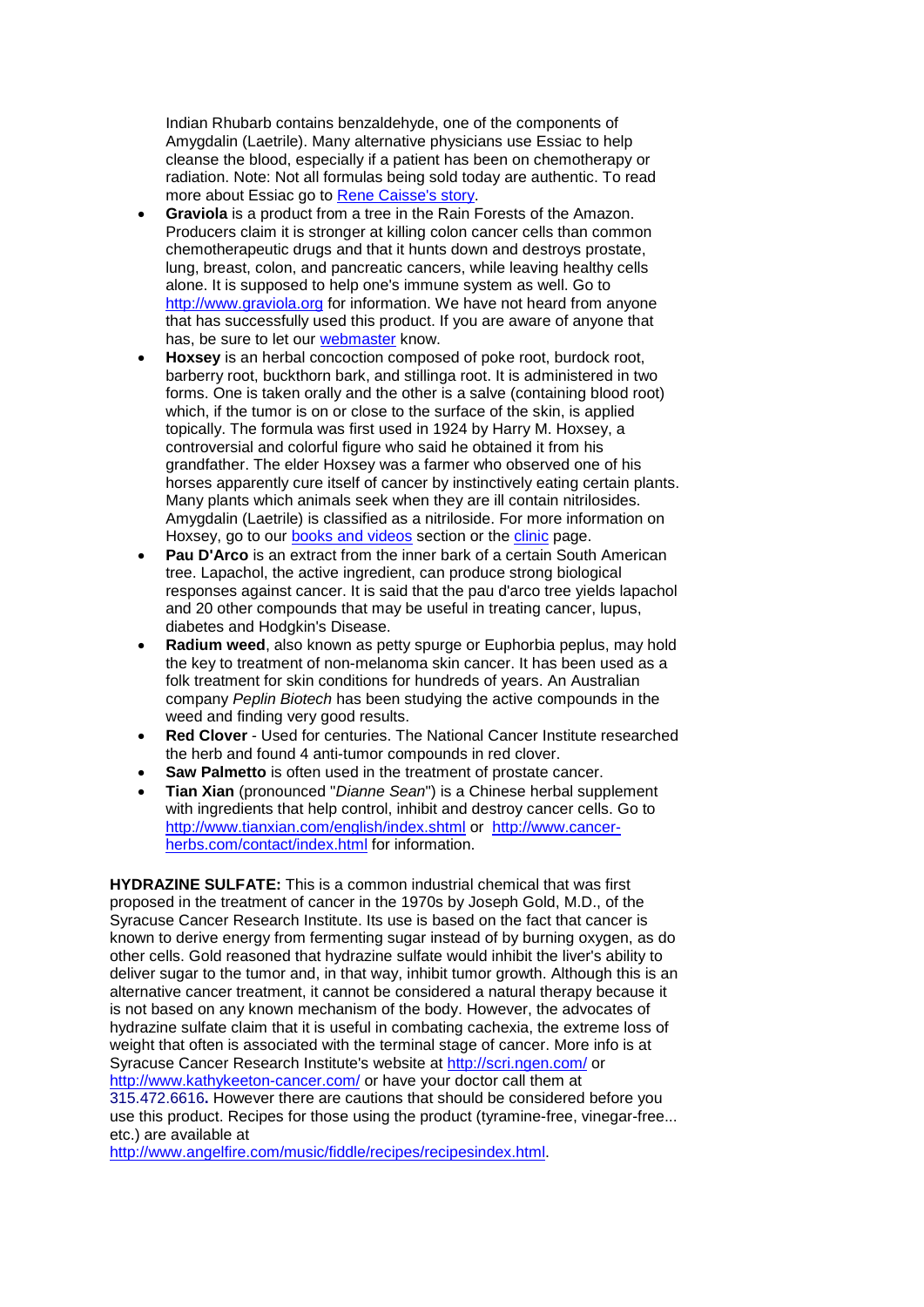Indian Rhubarb contains benzaldehyde, one of the components of Amygdalin (Laetrile). Many alternative physicians use Essiac to help cleanse the blood, especially if a patient has been on chemotherapy or radiation. Note: Not all formulas being sold today are authentic. To read more about Essiac go to [Rene Caisse's story](#).

- **Graviola** is a product from a tree in the Rain Forests of the Amazon. Producers claim it is stronger at killing colon cancer cells than common chemotherapeutic drugs and that it hunts down and destroys prostate, lung, breast, colon, and pancreatic cancers, while leaving healthy cells alone. It is supposed to help one's immune system as well. Go to http://www.graviola.org for information. We have not heard from anyone that has successfully used this product. If you are aware of anyone that has, be sure to let our [webmaster](#) know.
- **Hoxsey** is an herbal concoction composed of poke root, burdock root, barberry root, buckthorn bark, and stillinga root. It is administered in two forms. One is taken orally and the other is a salve (containing blood root) which, if the tumor is on or close to the surface of the skin, is applied topically. The formula was first used in 1924 by Harry M. Hoxsey, a controversial and colorful figure who said he obtained it from his grandfather. The elder Hoxsey was a farmer who observed one of his horses apparently cure itself of cancer by instinctively eating certain plants. Many plants which animals seek when they are ill contain nitrilosides. Amygdalin (Laetrile) is classified as a nitriloside. For more information on Hoxsey, go to our [books and videos](#) section or the [clinic](#) page.
- **Pau D'Arco** is an extract from the inner bark of a certain South American tree. Lapachol, the active ingredient, can produce strong biological responses against cancer. It is said that the pau d'arco tree yields lapachol and 20 other compounds that may be useful in treating cancer, lupus, diabetes and Hodgkin's Disease.
- **Radium weed**, also known as petty spurge or Euphorbia peplus, may hold the key to treatment of non-melanoma skin cancer. It has been used as a folk treatment for skin conditions for hundreds of years. An Australian company *Peplin Biotech* has been studying the active compounds in the weed and finding very good results.
- **Red Clover** - Used for centuries. The National Cancer Institute researched the herb and found 4 anti-tumor compounds in red clover.
- **Saw Palmetto** is often used in the treatment of prostate cancer.
- **Tian Xian** (pronounced "*Dianne Sean*") is a Chinese herbal supplement with ingredients that help control, inhibit and destroy cancer cells. Go to http://www.tianxian.com/english/index.shtml or http://www.cancer-herbs.com/contact/index.html for information.

**HYDRAZINE SULFATE:** This is a common industrial chemical that was first proposed in the treatment of cancer in the 1970s by Joseph Gold, M.D., of the Syracuse Cancer Research Institute. Its use is based on the fact that cancer is known to derive energy from fermenting sugar instead of by burning oxygen, as do other cells. Gold reasoned that hydrazine sulfate would inhibit the liver's ability to deliver sugar to the tumor and, in that way, inhibit tumor growth. Although this is an alternative cancer treatment, it cannot be considered a natural therapy because it is not based on any known mechanism of the body. However, the advocates of hydrazine sulfate claim that it is useful in combating cachexia, the extreme loss of weight that often is associated with the terminal stage of cancer. More info is at Syracuse Cancer Research Institute's website at http://scri.ngen.com/ or http://www.kathykeeton-cancer.com/ or have your doctor call them at 315.472.6616**.** However there are cautions that should be considered before you use this product. Recipes for those using the product (tyramine-free, vinegar-free... etc.) are available at http://www.angelfire.com/music/fiddle/recipes/recipesindex.html.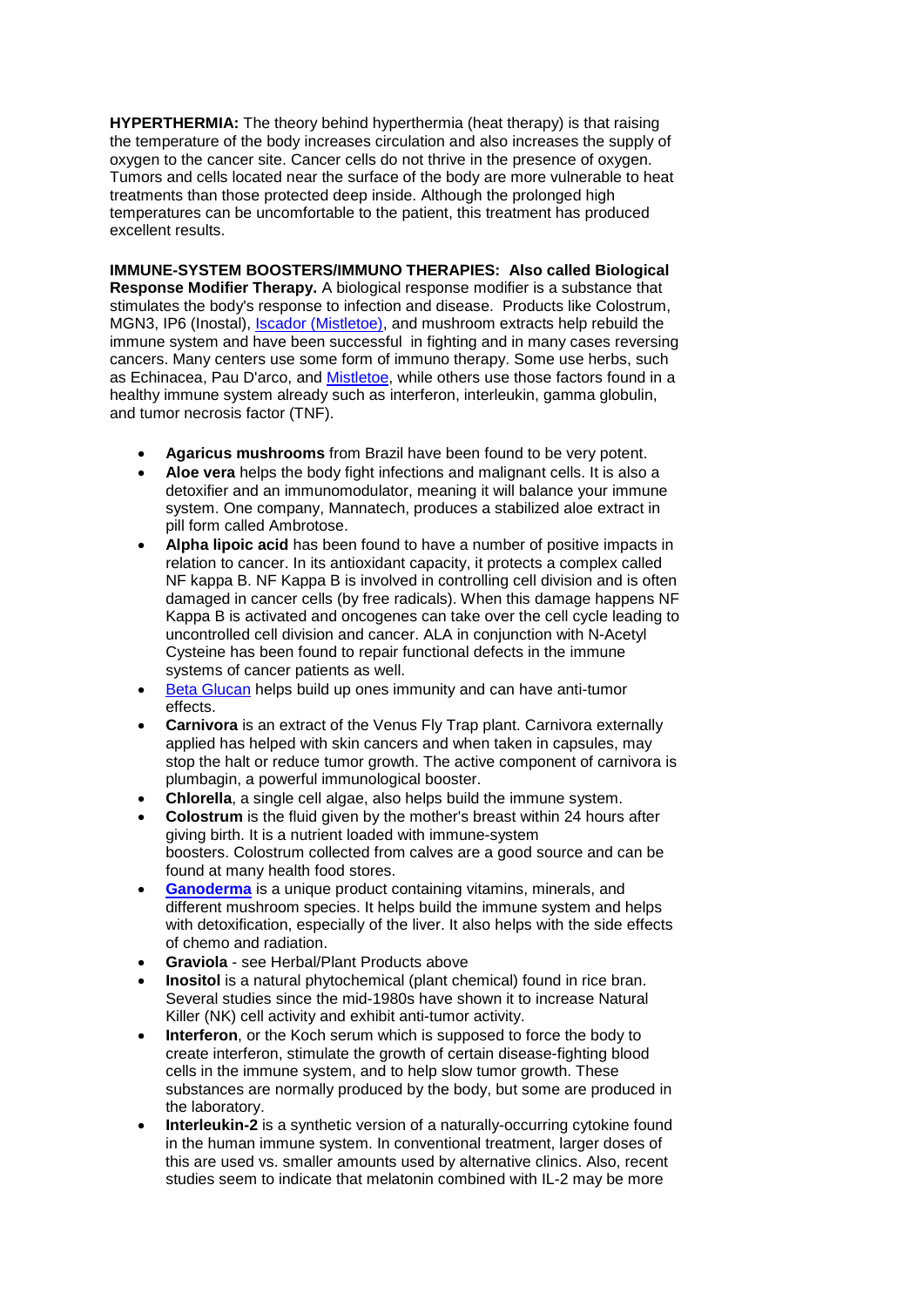**HYPERTHERMIA:** The theory behind hyperthermia (heat therapy) is that raising the temperature of the body increases circulation and also increases the supply of oxygen to the cancer site. Cancer cells do not thrive in the presence of oxygen. Tumors and cells located near the surface of the body are more vulnerable to heat treatments than those protected deep inside. Although the prolonged high temperatures can be uncomfortable to the patient, this treatment has produced excellent results.

**IMMUNE-SYSTEM BOOSTERS/IMMUNO THERAPIES: Also called Biological Response Modifier Therapy.** A biological response modifier is a substance that stimulates the body's response to infection and disease. Products like Colostrum, MGN3, IP6 (Inostal), Iscador (Mistletoe), and mushroom extracts help rebuild the immune system and have been successful in fighting and in many cases reversing cancers. Many centers use some form of immuno therapy. Some use herbs, such as Echinacea, Pau D'arco, and Mistletoe, while others use those factors found in a healthy immune system already such as interferon, interleukin, gamma globulin, and tumor necrosis factor (TNF).

- **Agaricus mushrooms** from Brazil have been found to be very potent.
- **Aloe vera** helps the body fight infections and malignant cells. It is also a detoxifier and an immunomodulator, meaning it will balance your immune system. One company, Mannatech, produces a stabilized aloe extract in pill form called Ambrotose.
- **Alpha lipoic acid** has been found to have a number of positive impacts in relation to cancer. In its antioxidant capacity, it protects a complex called NF kappa B. NF Kappa B is involved in controlling cell division and is often damaged in cancer cells (by free radicals). When this damage happens NF Kappa B is activated and oncogenes can take over the cell cycle leading to uncontrolled cell division and cancer. ALA in conjunction with N-Acetyl Cysteine has been found to repair functional defects in the immune systems of cancer patients as well.
- Beta Glucan helps build up ones immunity and can have anti-tumor effects.
- **Carnivora** is an extract of the Venus Fly Trap plant. Carnivora externally applied has helped with skin cancers and when taken in capsules, may stop the halt or reduce tumor growth. The active component of carnivora is plumbagin, a powerful immunological booster.
- **Chlorella**, a single cell algae, also helps build the immune system.
- **Colostrum** is the fluid given by the mother's breast within 24 hours after giving birth. It is a nutrient loaded with immune-system boosters. Colostrum collected from calves are a good source and can be found at many health food stores.
- **Ganoderma** is a unique product containing vitamins, minerals, and different mushroom species. It helps build the immune system and helps with detoxification, especially of the liver. It also helps with the side effects of chemo and radiation.
- **Graviola** - see Herbal/Plant Products above
- **Inositol** is a natural phytochemical (plant chemical) found in rice bran. Several studies since the mid-1980s have shown it to increase Natural Killer (NK) cell activity and exhibit anti-tumor activity.
- **Interferon**, or the Koch serum which is supposed to force the body to create interferon, stimulate the growth of certain disease-fighting blood cells in the immune system, and to help slow tumor growth. These substances are normally produced by the body, but some are produced in the laboratory.
- **Interleukin-2** is a synthetic version of a naturally-occurring cytokine found in the human immune system. In conventional treatment, larger doses of this are used vs. smaller amounts used by alternative clinics. Also, recent studies seem to indicate that melatonin combined with IL-2 may be more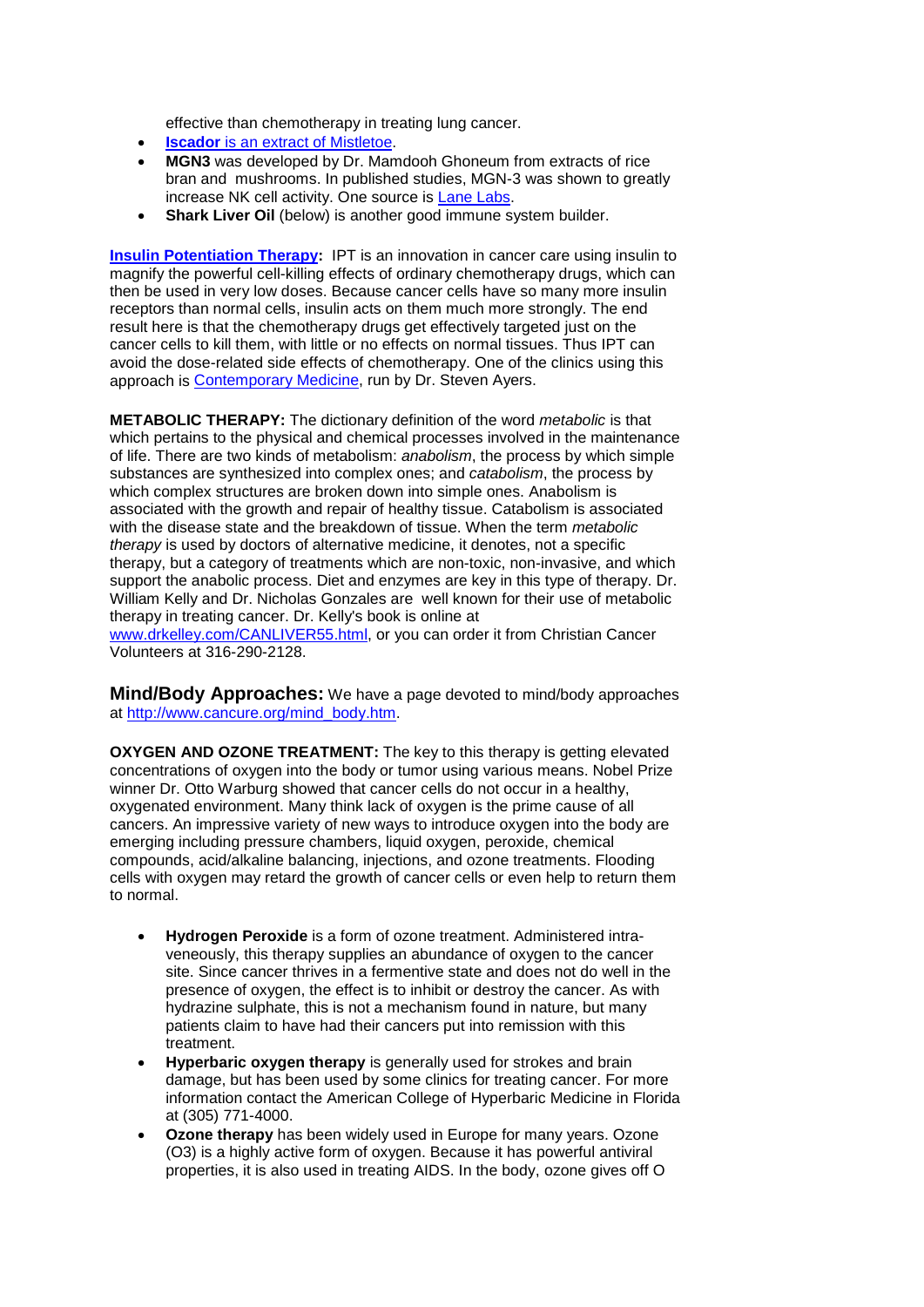effective than chemotherapy in treating lung cancer.

- **Iscador** is an extract of Mistletoe.
- **MGN3** was developed by Dr. Mamdooh Ghoneum from extracts of rice bran and mushrooms. In published studies, MGN-3 was shown to greatly increase NK cell activity. One source is Lane Labs.
- **Shark Liver Oil** (below) is another good immune system builder.

**Insulin Potentiation Therapy:** IPT is an innovation in cancer care using insulin to magnify the powerful cell-killing effects of ordinary chemotherapy drugs, which can then be used in very low doses. Because cancer cells have so many more insulin receptors than normal cells, insulin acts on them much more strongly. The end result here is that the chemotherapy drugs get effectively targeted just on the cancer cells to kill them, with little or no effects on normal tissues. Thus IPT can avoid the dose-related side effects of chemotherapy. One of the clinics using this approach is Contemporary Medicine, run by Dr. Steven Ayers.

**METABOLIC THERAPY:** The dictionary definition of the word *metabolic* is that which pertains to the physical and chemical processes involved in the maintenance of life. There are two kinds of metabolism: *anabolism*, the process by which simple substances are synthesized into complex ones; and *catabolism*, the process by which complex structures are broken down into simple ones. Anabolism is associated with the growth and repair of healthy tissue. Catabolism is associated with the disease state and the breakdown of tissue. When the term *metabolic therapy* is used by doctors of alternative medicine, it denotes, not a specific therapy, but a category of treatments which are non-toxic, non-invasive, and which support the anabolic process. Diet and enzymes are key in this type of therapy. Dr. William Kelly and Dr. Nicholas Gonzales are well known for their use of metabolic therapy in treating cancer. Dr. Kelly's book is online at www.drkelley.com/CANLIVER55.html, or you can order it from Christian Cancer Volunteers at 316-290-2128.

**Mind/Body Approaches:** We have a page devoted to mind/body approaches at http://www.cancure.org/mind_body.htm.

**OXYGEN AND OZONE TREATMENT:** The key to this therapy is getting elevated concentrations of oxygen into the body or tumor using various means. Nobel Prize winner Dr. Otto Warburg showed that cancer cells do not occur in a healthy, oxygenated environment. Many think lack of oxygen is the prime cause of all cancers. An impressive variety of new ways to introduce oxygen into the body are emerging including pressure chambers, liquid oxygen, peroxide, chemical compounds, acid/alkaline balancing, injections, and ozone treatments. Flooding cells with oxygen may retard the growth of cancer cells or even help to return them to normal.

- **Hydrogen Peroxide** is a form of ozone treatment. Administered intra-veneously, this therapy supplies an abundance of oxygen to the cancer site. Since cancer thrives in a fermentive state and does not do well in the presence of oxygen, the effect is to inhibit or destroy the cancer. As with hydrazine sulphate, this is not a mechanism found in nature, but many patients claim to have had their cancers put into remission with this treatment.
- **Hyperbaric oxygen therapy** is generally used for strokes and brain damage, but has been used by some clinics for treating cancer. For more information contact the American College of Hyperbaric Medicine in Florida at (305) 771-4000.
- **Ozone therapy** has been widely used in Europe for many years. Ozone ($O_3$) is a highly active form of oxygen. Because it has powerful antiviral properties, it is also used in treating AIDS. In the body, ozone gives off O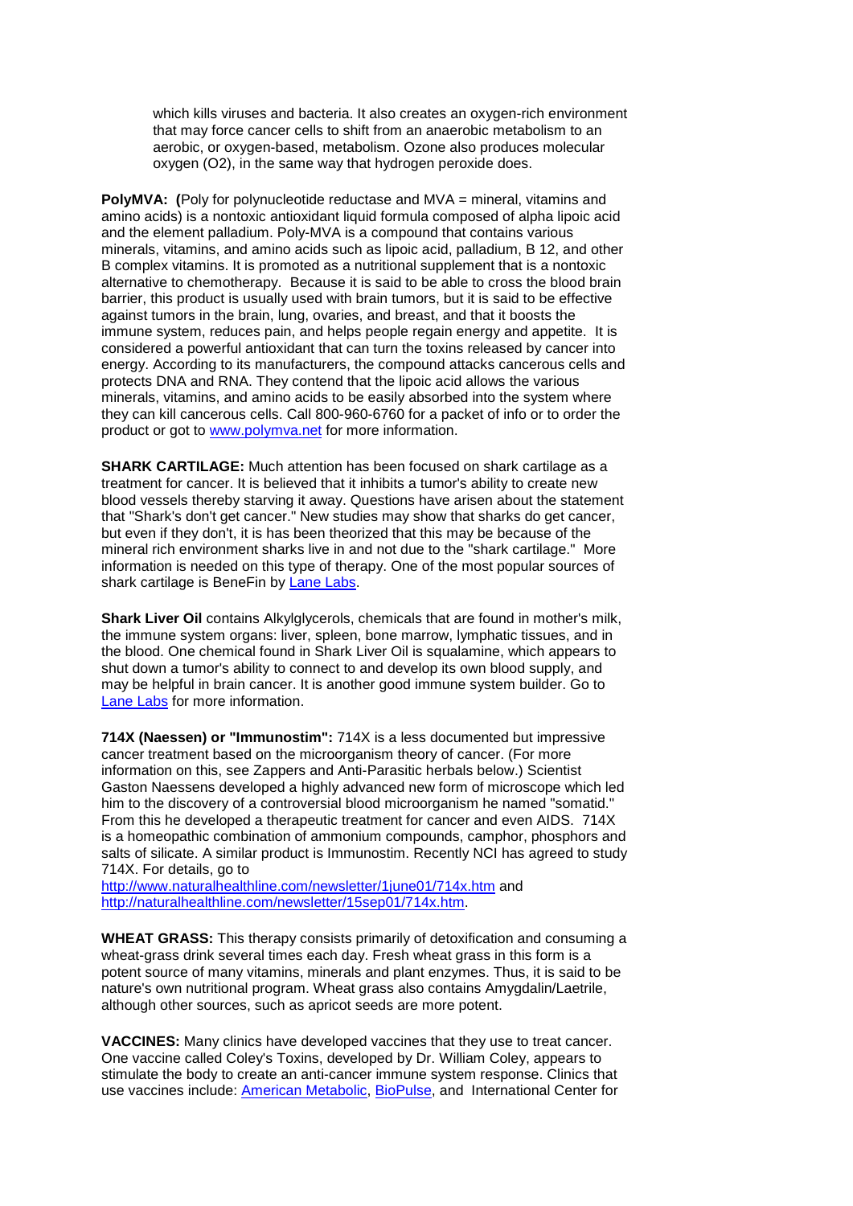which kills viruses and bacteria. It also creates an oxygen-rich environment that may force cancer cells to shift from an anaerobic metabolism to an aerobic, or oxygen-based, metabolism. Ozone also produces molecular oxygen ($O_2$), in the same way that hydrogen peroxide does.

**PolyMVA: (**Poly for polynucleotide reductase and MVA = mineral, vitamins and amino acids) is a nontoxic antioxidant liquid formula composed of alpha lipoic acid and the element palladium. Poly-MVA is a compound that contains various minerals, vitamins, and amino acids such as lipoic acid, palladium, B 12, and other B complex vitamins. It is promoted as a nutritional supplement that is a nontoxic alternative to chemotherapy. Because it is said to be able to cross the blood brain barrier, this product is usually used with brain tumors, but it is said to be effective against tumors in the brain, lung, ovaries, and breast, and that it boosts the immune system, reduces pain, and helps people regain energy and appetite. It is considered a powerful antioxidant that can turn the toxins released by cancer into energy. According to its manufacturers, the compound attacks cancerous cells and protects DNA and RNA. They contend that the lipoic acid allows the various minerals, vitamins, and amino acids to be easily absorbed into the system where they can kill cancerous cells. Call 800-960-6760 for a packet of info or to order the product or got to [www.polymva.net](www.polymva.net) for more information.

**SHARK CARTILAGE:** Much attention has been focused on shark cartilage as a treatment for cancer. It is believed that it inhibits a tumor's ability to create new blood vessels thereby starving it away. Questions have arisen about the statement that "Shark's don't get cancer." New studies may show that sharks do get cancer, but even if they don't, it is has been theorized that this may be because of the mineral rich environment sharks live in and not due to the "shark cartilage." More information is needed on this type of therapy. One of the most popular sources of shark cartilage is BeneFin by Lane Labs.

**Shark Liver Oil** contains Alkylglycerols, chemicals that are found in mother's milk, the immune system organs: liver, spleen, bone marrow, lymphatic tissues, and in the blood. One chemical found in Shark Liver Oil is squalamine, which appears to shut down a tumor's ability to connect to and develop its own blood supply, and may be helpful in brain cancer. It is another good immune system builder. Go to Lane Labs for more information.

**714X (Naessen) or "Immunostim":** 714X is a less documented but impressive cancer treatment based on the microorganism theory of cancer. (For more information on this, see Zappers and Anti-Parasitic herbals below.) Scientist Gaston Naessens developed a highly advanced new form of microscope which led him to the discovery of a controversial blood microorganism he named "somatid." From this he developed a therapeutic treatment for cancer and even AIDS. 714X is a homeopathic combination of ammonium compounds, camphor, phosphors and salts of silicate. A similar product is Immunostim. Recently NCI has agreed to study 714X. For details, go to http://www.naturalhealthline.com/newsletter/1june01/714x.htm and http://naturalhealthline.com/newsletter/15sep01/714x.htm.

**WHEAT GRASS:** This therapy consists primarily of detoxification and consuming a wheat-grass drink several times each day. Fresh wheat grass in this form is a potent source of many vitamins, minerals and plant enzymes. Thus, it is said to be nature's own nutritional program. Wheat grass also contains Amygdalin/Laetrile, although other sources, such as apricot seeds are more potent.

**VACCINES:** Many clinics have developed vaccines that they use to treat cancer. One vaccine called Coley's Toxins, developed by Dr. William Coley, appears to stimulate the body to create an anti-cancer immune system response. Clinics that use vaccines include: American Metabolic, BioPulse, and International Center for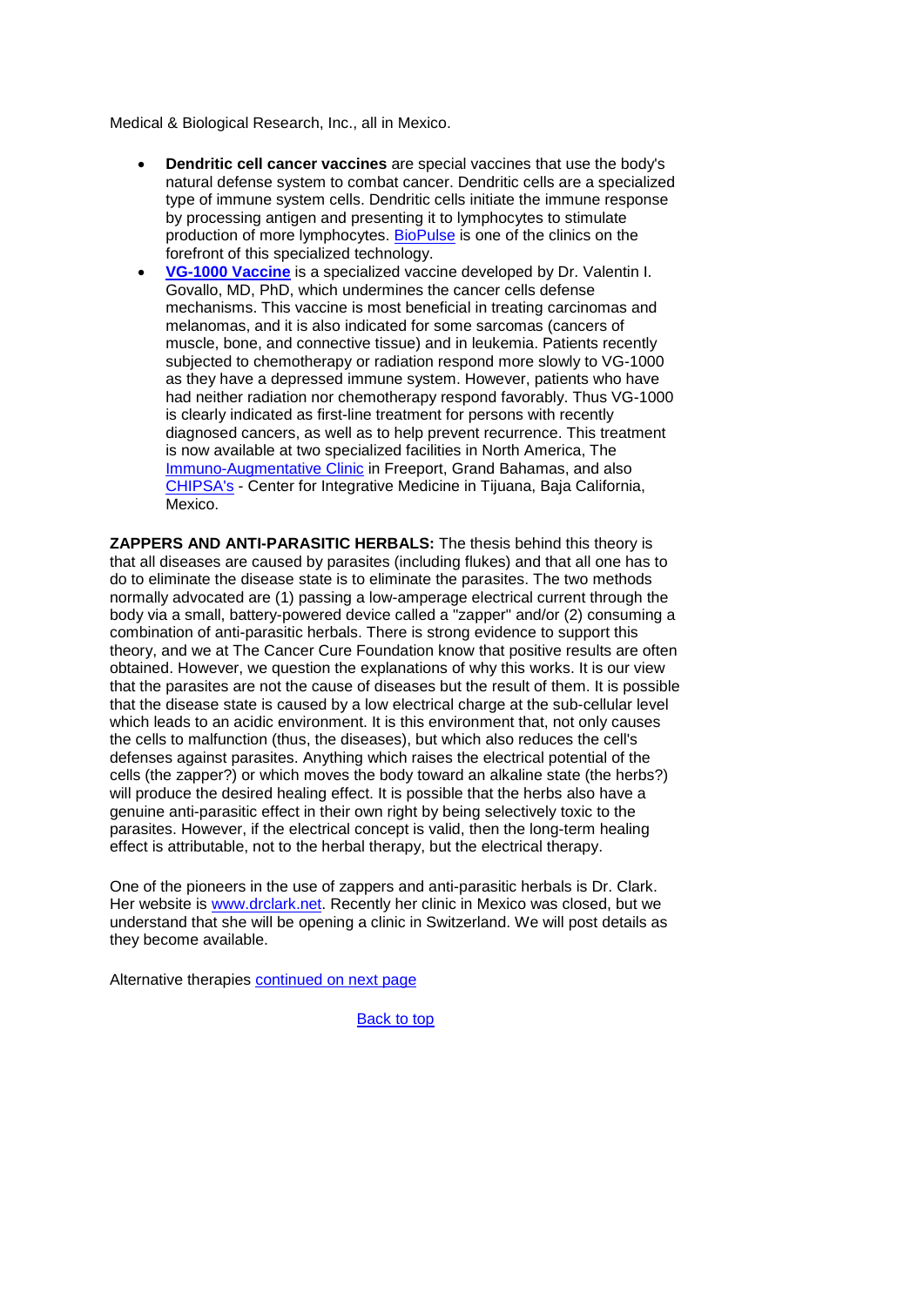Medical & Biological Research, Inc., all in Mexico.

- **Dendritic cell cancer vaccines** are special vaccines that use the body's natural defense system to combat cancer. Dendritic cells are a specialized type of immune system cells. Dendritic cells initiate the immune response by processing antigen and presenting it to lymphocytes to stimulate production of more lymphocytes. BioPulse is one of the clinics on the forefront of this specialized technology.
- **VG-1000 Vaccine** is a specialized vaccine developed by Dr. Valentin I. Govallo, MD, PhD, which undermines the cancer cells defense mechanisms. This vaccine is most beneficial in treating carcinomas and melanomas, and it is also indicated for some sarcomas (cancers of muscle, bone, and connective tissue) and in leukemia. Patients recently subjected to chemotherapy or radiation respond more slowly to VG-1000 as they have a depressed immune system. However, patients who have had neither radiation nor chemotherapy respond favorably. Thus VG-1000 is clearly indicated as first-line treatment for persons with recently diagnosed cancers, as well as to help prevent recurrence. This treatment is now available at two specialized facilities in North America, The Immuno-Augmentative Clinic in Freeport, Grand Bahamas, and also CHIPSA's - Center for Integrative Medicine in Tijuana, Baja California, Mexico.

**ZAPPERS AND ANTI-PARASITIC HERBALS:** The thesis behind this theory is that all diseases are caused by parasites (including flukes) and that all one has to do to eliminate the disease state is to eliminate the parasites. The two methods normally advocated are (1) passing a low-amperage electrical current through the body via a small, battery-powered device called a "zapper" and/or (2) consuming a combination of anti-parasitic herbals. There is strong evidence to support this theory, and we at The Cancer Cure Foundation know that positive results are often obtained. However, we question the explanations of why this works. It is our view that the parasites are not the cause of diseases but the result of them. It is possible that the disease state is caused by a low electrical charge at the sub-cellular level which leads to an acidic environment. It is this environment that, not only causes the cells to malfunction (thus, the diseases), but which also reduces the cell's defenses against parasites. Anything which raises the electrical potential of the cells (the zapper?) or which moves the body toward an alkaline state (the herbs?) will produce the desired healing effect. It is possible that the herbs also have a genuine anti-parasitic effect in their own right by being selectively toxic to the parasites. However, if the electrical concept is valid, then the long-term healing effect is attributable, not to the herbal therapy, but the electrical therapy.

One of the pioneers in the use of zappers and anti-parasitic herbals is Dr. Clark. Her website is www.drclark.net. Recently her clinic in Mexico was closed, but we understand that she will be opening a clinic in Switzerland. We will post details as they become available.

Alternative therapies continued on next page

Back to top